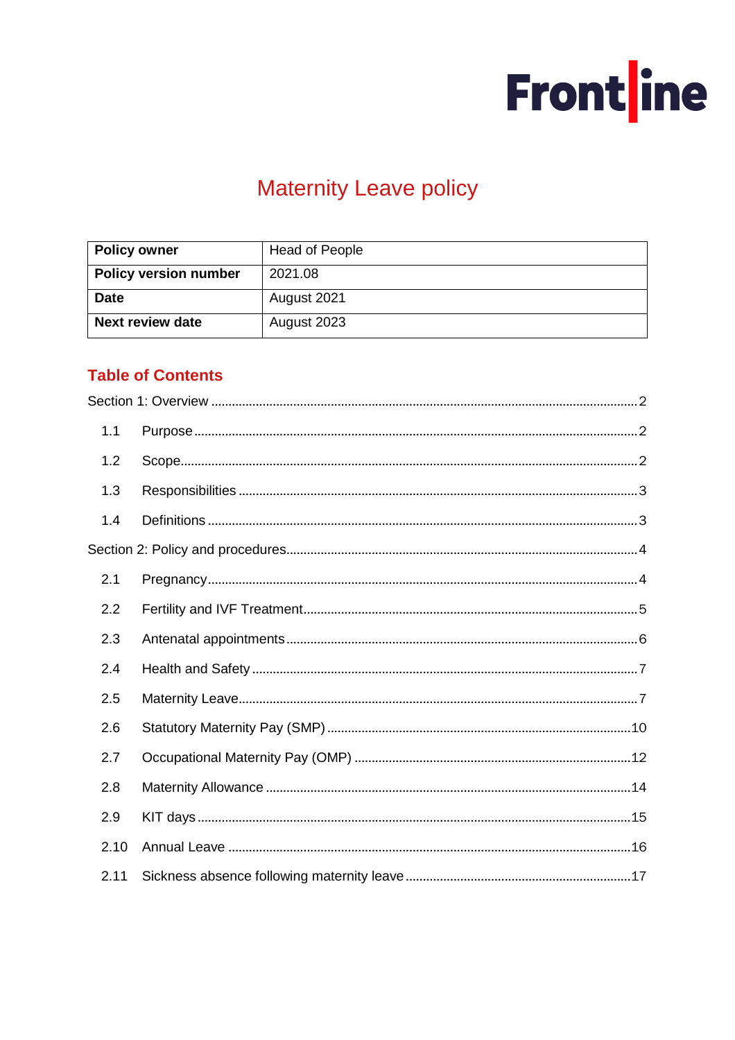Frontline

# Maternity Leave policy

| Policy owner | Head of People |
|---|---|
| Policy version number | 2021.08 |
| Date | August 2021 |
| Next review date | August 2023 |

## Table of Contents

Section 1: Overview ..... 2

- 1.1 Purpose ..... 2
- 1.2 Scope ..... 2
- 1.3 Responsibilities ..... 3
- 1.4 Definitions ..... 3

Section 2: Policy and procedures ..... 4

- 2.1 Pregnancy ..... 4
- 2.2 Fertility and IVF Treatment ..... 5
- 2.3 Antenatal appointments ..... 6
- 2.4 Health and Safety ..... 7
- 2.5 Maternity Leave ..... 7
- 2.6 Statutory Maternity Pay (SMP) ..... 10
- 2.7 Occupational Maternity Pay (OMP) ..... 12
- 2.8 Maternity Allowance ..... 14
- 2.9 KIT days ..... 15
- 2.10 Annual Leave ..... 16
- 2.11 Sickness absence following maternity leave ..... 17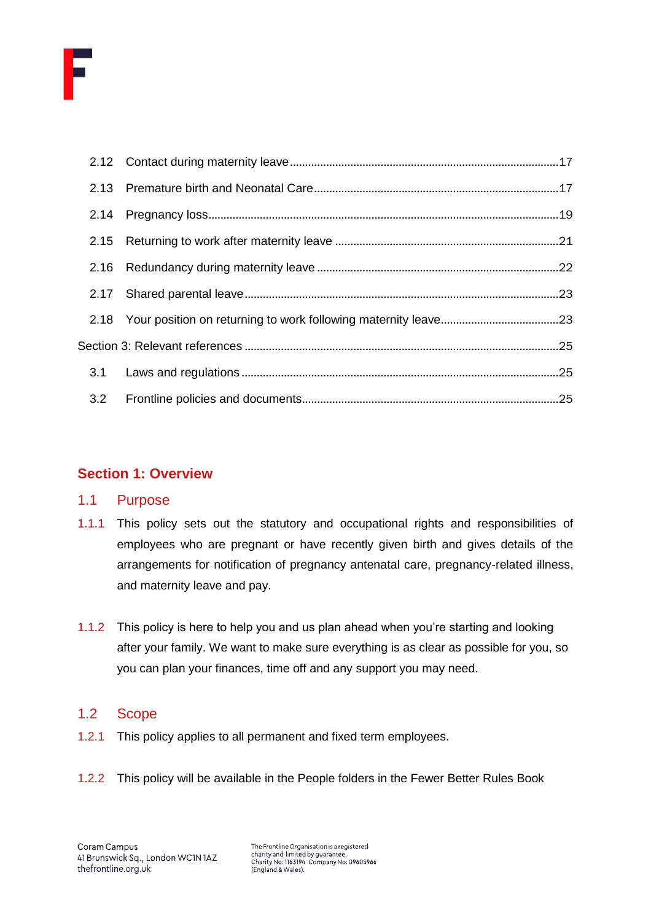| | | |
|---|---|---|
| 2.12 | Contact during maternity leave | 17 |
| 2.13 | Premature birth and Neonatal Care | 17 |
| 2.14 | Pregnancy loss | 19 |
| 2.15 | Returning to work after maternity leave | 21 |
| 2.16 | Redundancy during maternity leave | 22 |
| 2.17 | Shared parental leave | 23 |
| 2.18 | Your position on returning to work following maternity leave | 23 |
| Section 3: Relevant references | | 25 |
| 3.1 | Laws and regulations | 25 |
| 3.2 | Frontline policies and documents | 25 |

## Section 1: Overview

### 1.1 Purpose

1.1.1 This policy sets out the statutory and occupational rights and responsibilities of employees who are pregnant or have recently given birth and gives details of the arrangements for notification of pregnancy antenatal care, pregnancy-related illness, and maternity leave and pay.

1.1.2 This policy is here to help you and us plan ahead when you're starting and looking after your family. We want to make sure everything is as clear as possible for you, so you can plan your finances, time off and any support you may need.

### 1.2 Scope

1.2.1 This policy applies to all permanent and fixed term employees.

1.2.2 This policy will be available in the People folders in the Fewer Better Rules Book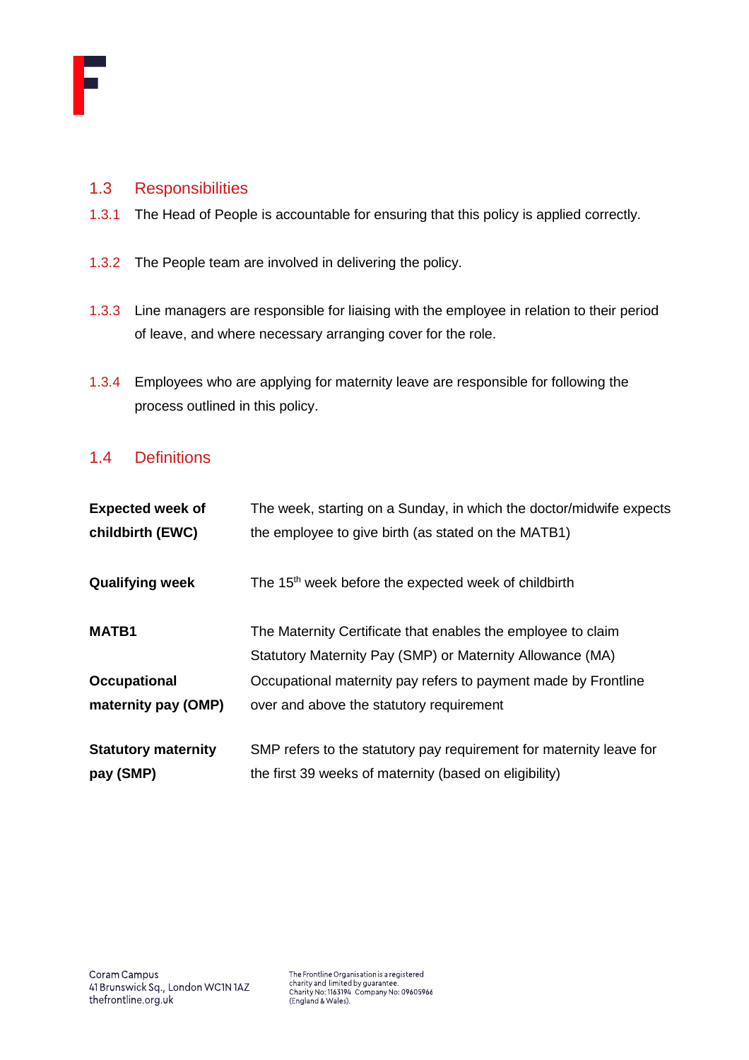## 1.3 Responsibilities

1.3.1 The Head of People is accountable for ensuring that this policy is applied correctly.

1.3.2 The People team are involved in delivering the policy.

1.3.3 Line managers are responsible for liaising with the employee in relation to their period of leave, and where necessary arranging cover for the role.

1.3.4 Employees who are applying for maternity leave are responsible for following the process outlined in this policy.

## 1.4 Definitions

| | |
|---|---|
| **Expected week of childbirth (EWC)** | The week, starting on a Sunday, in which the doctor/midwife expects the employee to give birth (as stated on the MATB1) |
| **Qualifying week** | The 15th week before the expected week of childbirth |
| **MATB1** | The Maternity Certificate that enables the employee to claim Statutory Maternity Pay (SMP) or Maternity Allowance (MA) |
| **Occupational maternity pay (OMP)** | Occupational maternity pay refers to payment made by Frontline over and above the statutory requirement |
| **Statutory maternity pay (SMP)** | SMP refers to the statutory pay requirement for maternity leave for the first 39 weeks of maternity (based on eligibility) |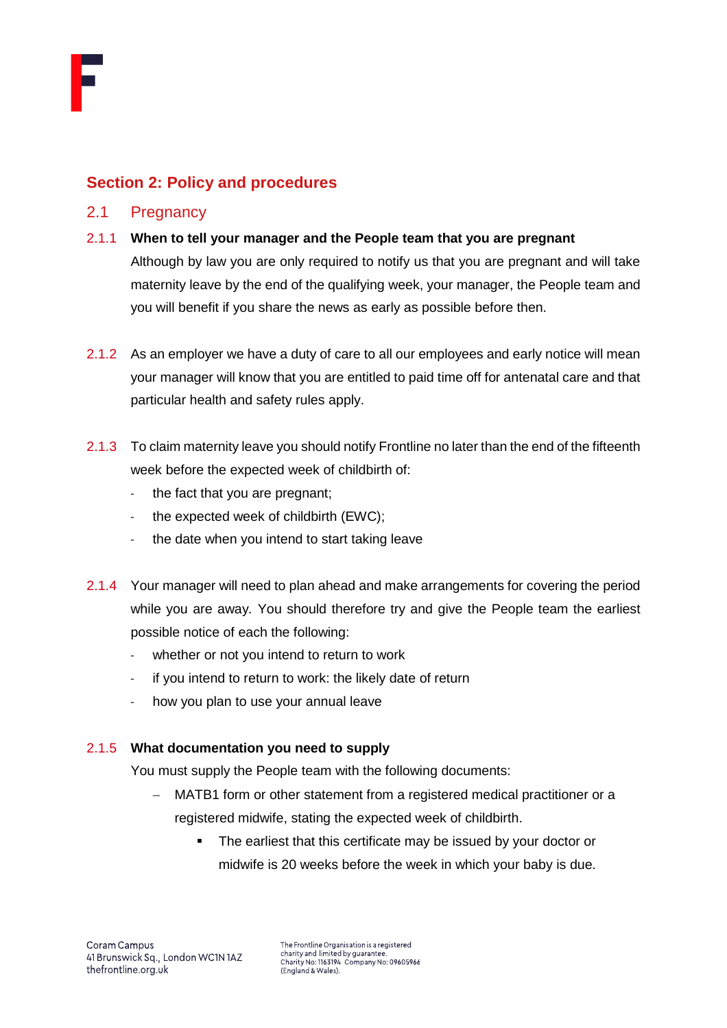## Section 2: Policy and procedures

### 2.1 Pregnancy

2.1.1 **When to tell your manager and the People team that you are pregnant**

Although by law you are only required to notify us that you are pregnant and will take maternity leave by the end of the qualifying week, your manager, the People team and you will benefit if you share the news as early as possible before then.

2.1.2 As an employer we have a duty of care to all our employees and early notice will mean your manager will know that you are entitled to paid time off for antenatal care and that particular health and safety rules apply.

2.1.3 To claim maternity leave you should notify Frontline no later than the end of the fifteenth week before the expected week of childbirth of:

- the fact that you are pregnant;
- the expected week of childbirth (EWC);
- the date when you intend to start taking leave

2.1.4 Your manager will need to plan ahead and make arrangements for covering the period while you are away. You should therefore try and give the People team the earliest possible notice of each the following:

- whether or not you intend to return to work
- if you intend to return to work: the likely date of return
- how you plan to use your annual leave

2.1.5 **What documentation you need to supply**

You must supply the People team with the following documents:

- MATB1 form or other statement from a registered medical practitioner or a registered midwife, stating the expected week of childbirth.
    - The earliest that this certificate may be issued by your doctor or midwife is 20 weeks before the week in which your baby is due.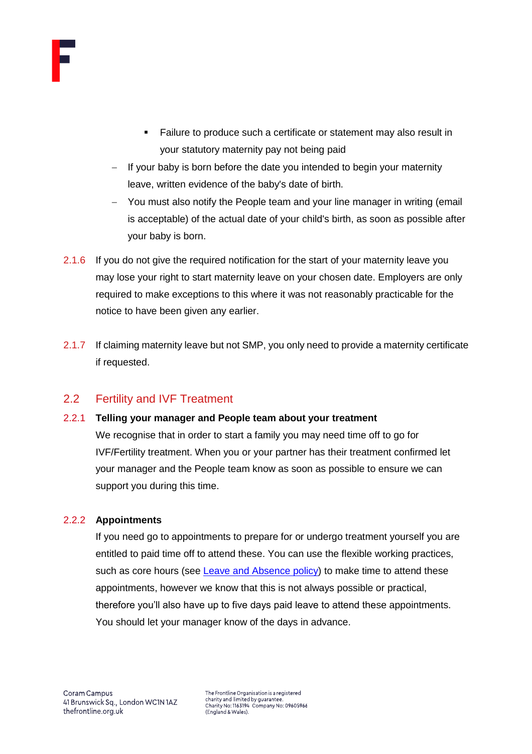- Failure to produce such a certificate or statement may also result in your statutory maternity pay not being paid
- If your baby is born before the date you intended to begin your maternity leave, written evidence of the baby's date of birth.
- You must also notify the People team and your line manager in writing (email is acceptable) of the actual date of your child's birth, as soon as possible after your baby is born.

2.1.6 If you do not give the required notification for the start of your maternity leave you may lose your right to start maternity leave on your chosen date. Employers are only required to make exceptions to this where it was not reasonably practicable for the notice to have been given any earlier.

2.1.7 If claiming maternity leave but not SMP, you only need to provide a maternity certificate if requested.

## 2.2 Fertility and IVF Treatment

### 2.2.1 Telling your manager and People team about your treatment

We recognise that in order to start a family you may need time off to go for IVF/Fertility treatment. When you or your partner has their treatment confirmed let your manager and the People team know as soon as possible to ensure we can support you during this time.

### 2.2.2 Appointments

If you need go to appointments to prepare for or undergo treatment yourself you are entitled to paid time off to attend these. You can use the flexible working practices, such as core hours (see Leave and Absence policy) to make time to attend these appointments, however we know that this is not always possible or practical, therefore you'll also have up to five days paid leave to attend these appointments. You should let your manager know of the days in advance.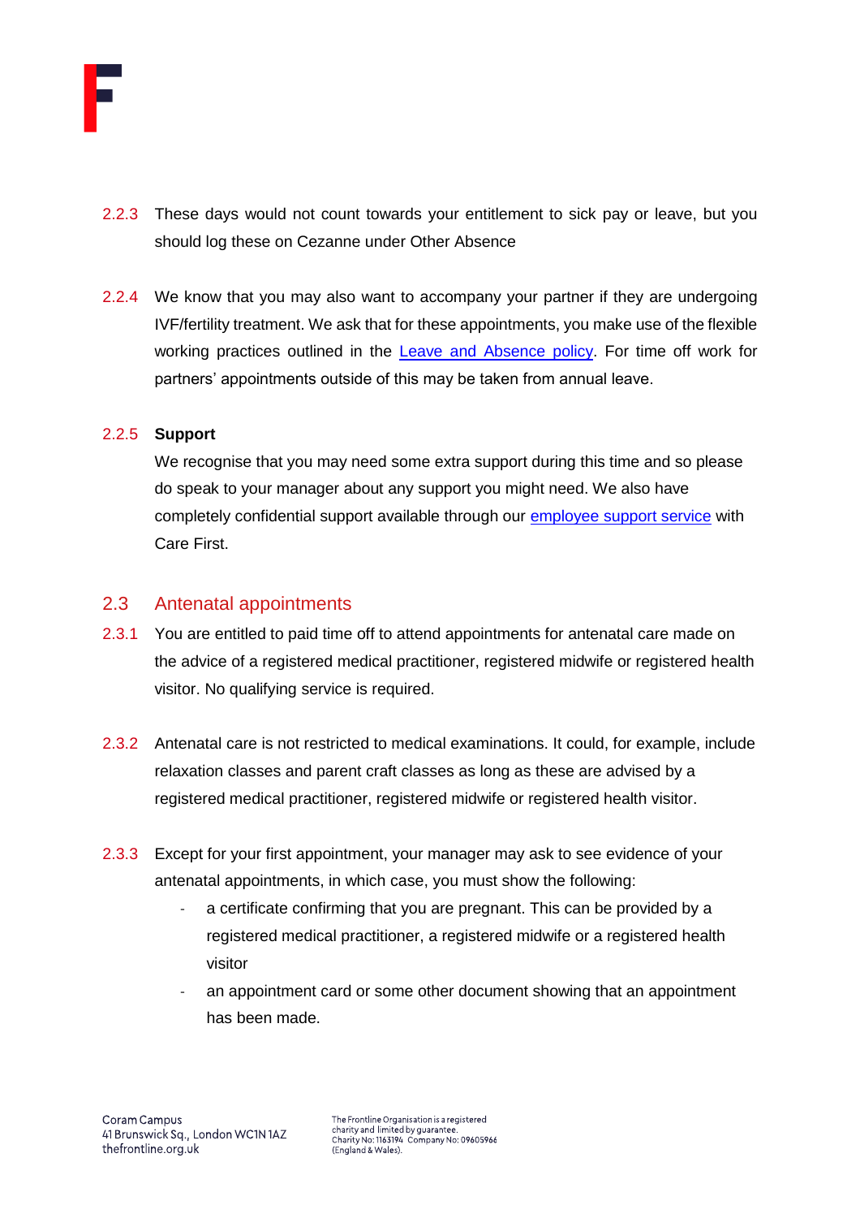2.2.3 These days would not count towards your entitlement to sick pay or leave, but you should log these on Cezanne under Other Absence

2.2.4 We know that you may also want to accompany your partner if they are undergoing IVF/fertility treatment. We ask that for these appointments, you make use of the flexible working practices outlined in the Leave and Absence policy. For time off work for partners' appointments outside of this may be taken from annual leave.

2.2.5 **Support**

We recognise that you may need some extra support during this time and so please do speak to your manager about any support you might need. We also have completely confidential support available through our employee support service with Care First.

## 2.3 Antenatal appointments

2.3.1 You are entitled to paid time off to attend appointments for antenatal care made on the advice of a registered medical practitioner, registered midwife or registered health visitor. No qualifying service is required.

2.3.2 Antenatal care is not restricted to medical examinations. It could, for example, include relaxation classes and parent craft classes as long as these are advised by a registered medical practitioner, registered midwife or registered health visitor.

2.3.3 Except for your first appointment, your manager may ask to see evidence of your antenatal appointments, in which case, you must show the following:

- a certificate confirming that you are pregnant. This can be provided by a registered medical practitioner, a registered midwife or a registered health visitor
- an appointment card or some other document showing that an appointment has been made.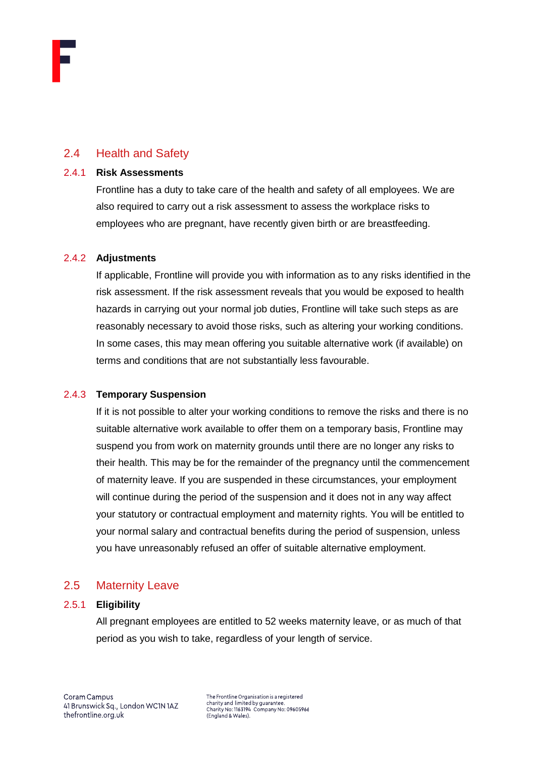## 2.4 Health and Safety

### 2.4.1 Risk Assessments

Frontline has a duty to take care of the health and safety of all employees. We are also required to carry out a risk assessment to assess the workplace risks to employees who are pregnant, have recently given birth or are breastfeeding.

### 2.4.2 Adjustments

If applicable, Frontline will provide you with information as to any risks identified in the risk assessment. If the risk assessment reveals that you would be exposed to health hazards in carrying out your normal job duties, Frontline will take such steps as are reasonably necessary to avoid those risks, such as altering your working conditions. In some cases, this may mean offering you suitable alternative work (if available) on terms and conditions that are not substantially less favourable.

### 2.4.3 Temporary Suspension

If it is not possible to alter your working conditions to remove the risks and there is no suitable alternative work available to offer them on a temporary basis, Frontline may suspend you from work on maternity grounds until there are no longer any risks to their health. This may be for the remainder of the pregnancy until the commencement of maternity leave. If you are suspended in these circumstances, your employment will continue during the period of the suspension and it does not in any way affect your statutory or contractual employment and maternity rights. You will be entitled to your normal salary and contractual benefits during the period of suspension, unless you have unreasonably refused an offer of suitable alternative employment.

## 2.5 Maternity Leave

### 2.5.1 Eligibility

All pregnant employees are entitled to 52 weeks maternity leave, or as much of that period as you wish to take, regardless of your length of service.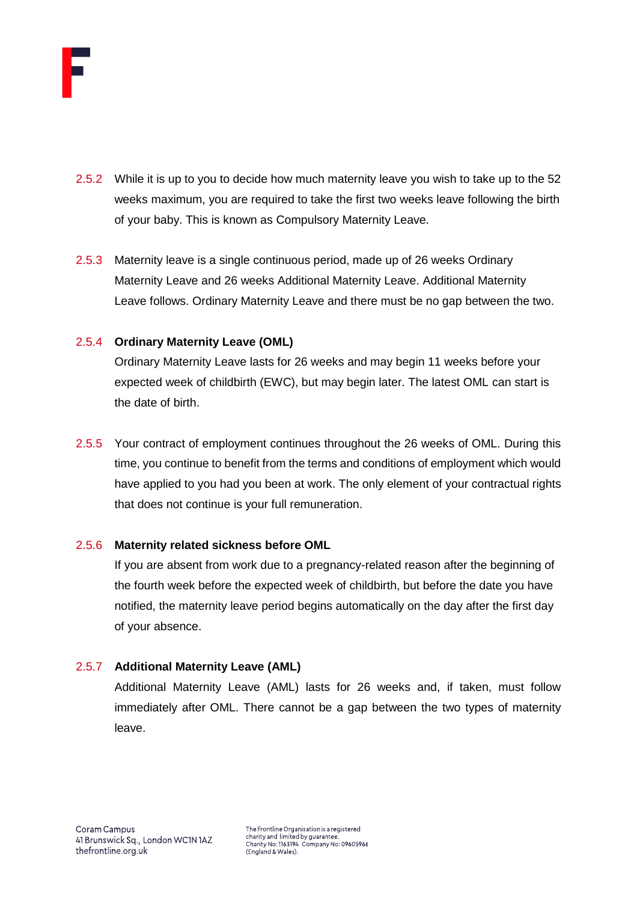2.5.2 While it is up to you to decide how much maternity leave you wish to take up to the 52 weeks maximum, you are required to take the first two weeks leave following the birth of your baby. This is known as Compulsory Maternity Leave.

2.5.3 Maternity leave is a single continuous period, made up of 26 weeks Ordinary Maternity Leave and 26 weeks Additional Maternity Leave. Additional Maternity Leave follows. Ordinary Maternity Leave and there must be no gap between the two.

2.5.4 **Ordinary Maternity Leave (OML)**

Ordinary Maternity Leave lasts for 26 weeks and may begin 11 weeks before your expected week of childbirth (EWC), but may begin later. The latest OML can start is the date of birth.

2.5.5 Your contract of employment continues throughout the 26 weeks of OML. During this time, you continue to benefit from the terms and conditions of employment which would have applied to you had you been at work. The only element of your contractual rights that does not continue is your full remuneration.

2.5.6 **Maternity related sickness before OML**

If you are absent from work due to a pregnancy-related reason after the beginning of the fourth week before the expected week of childbirth, but before the date you have notified, the maternity leave period begins automatically on the day after the first day of your absence.

2.5.7 **Additional Maternity Leave (AML)**

Additional Maternity Leave (AML) lasts for 26 weeks and, if taken, must follow immediately after OML. There cannot be a gap between the two types of maternity leave.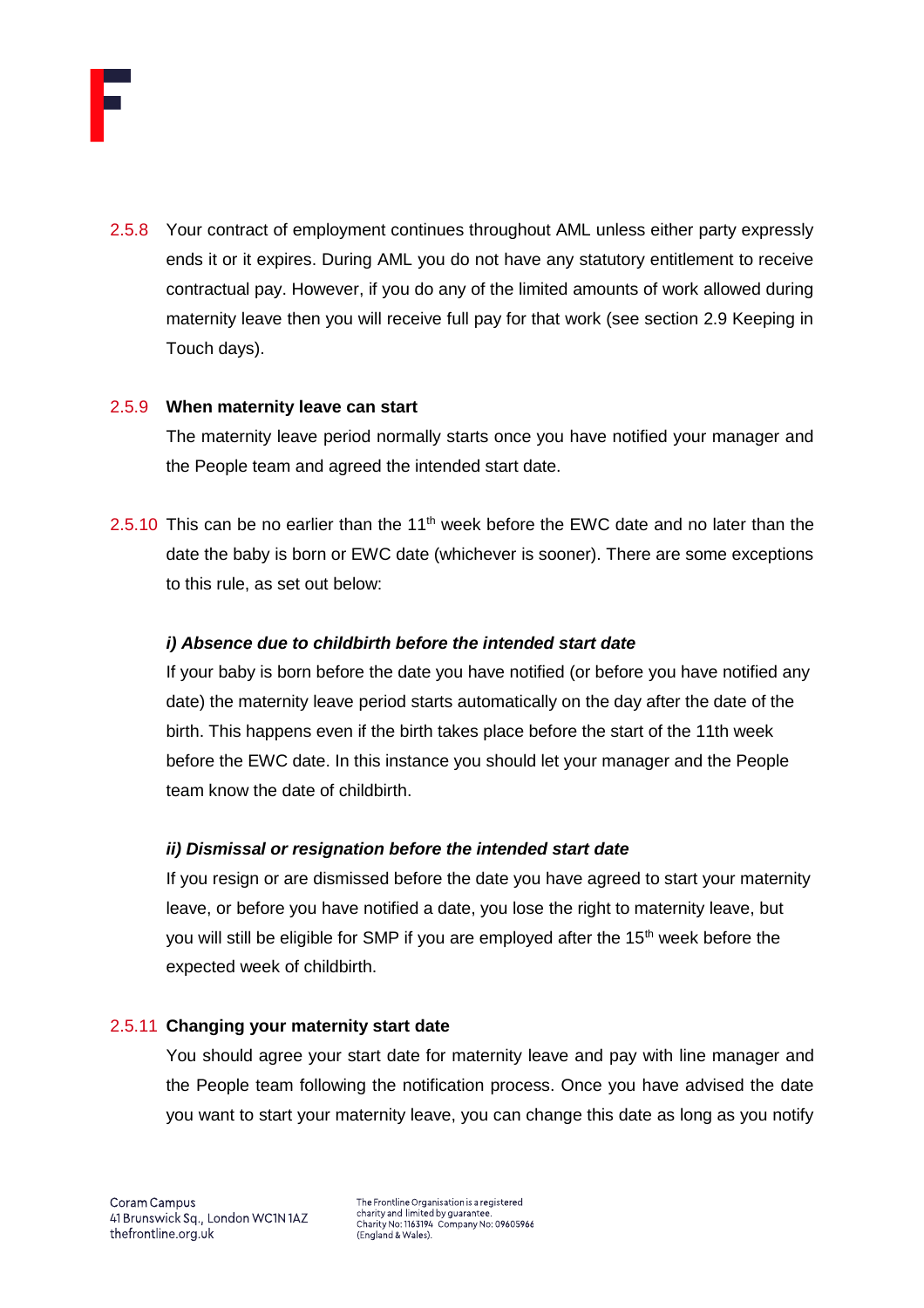2.5.8 Your contract of employment continues throughout AML unless either party expressly ends it or it expires. During AML you do not have any statutory entitlement to receive contractual pay. However, if you do any of the limited amounts of work allowed during maternity leave then you will receive full pay for that work (see section 2.9 Keeping in Touch days).

2.5.9 **When maternity leave can start**

The maternity leave period normally starts once you have notified your manager and the People team and agreed the intended start date.

2.5.10 This can be no earlier than the 11th week before the EWC date and no later than the date the baby is born or EWC date (whichever is sooner). There are some exceptions to this rule, as set out below:

***i) Absence due to childbirth before the intended start date***

If your baby is born before the date you have notified (or before you have notified any date) the maternity leave period starts automatically on the day after the date of the birth. This happens even if the birth takes place before the start of the 11th week before the EWC date. In this instance you should let your manager and the People team know the date of childbirth.

***ii) Dismissal or resignation before the intended start date***

If you resign or are dismissed before the date you have agreed to start your maternity leave, or before you have notified a date, you lose the right to maternity leave, but you will still be eligible for SMP if you are employed after the 15th week before the expected week of childbirth.

2.5.11 **Changing your maternity start date**

You should agree your start date for maternity leave and pay with line manager and the People team following the notification process. Once you have advised the date you want to start your maternity leave, you can change this date as long as you notify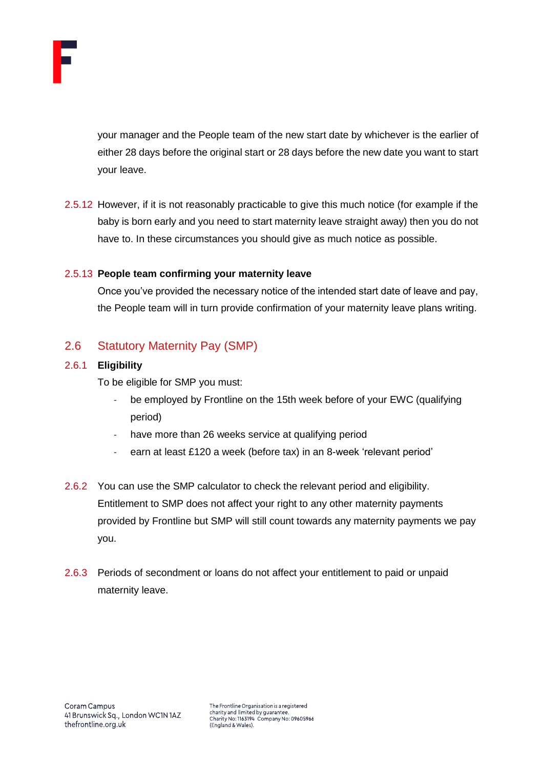your manager and the People team of the new start date by whichever is the earlier of either 28 days before the original start or 28 days before the new date you want to start your leave.

2.5.12 However, if it is not reasonably practicable to give this much notice (for example if the baby is born early and you need to start maternity leave straight away) then you do not have to. In these circumstances you should give as much notice as possible.

2.5.13 **People team confirming your maternity leave**

Once you've provided the necessary notice of the intended start date of leave and pay, the People team will in turn provide confirmation of your maternity leave plans writing.

## 2.6 Statutory Maternity Pay (SMP)

2.6.1 **Eligibility**

To be eligible for SMP you must:

- be employed by Frontline on the 15th week before of your EWC (qualifying period)
- have more than 26 weeks service at qualifying period
- earn at least £120 a week (before tax) in an 8-week 'relevant period'

2.6.2 You can use the SMP calculator to check the relevant period and eligibility. Entitlement to SMP does not affect your right to any other maternity payments provided by Frontline but SMP will still count towards any maternity payments we pay you.

2.6.3 Periods of secondment or loans do not affect your entitlement to paid or unpaid maternity leave.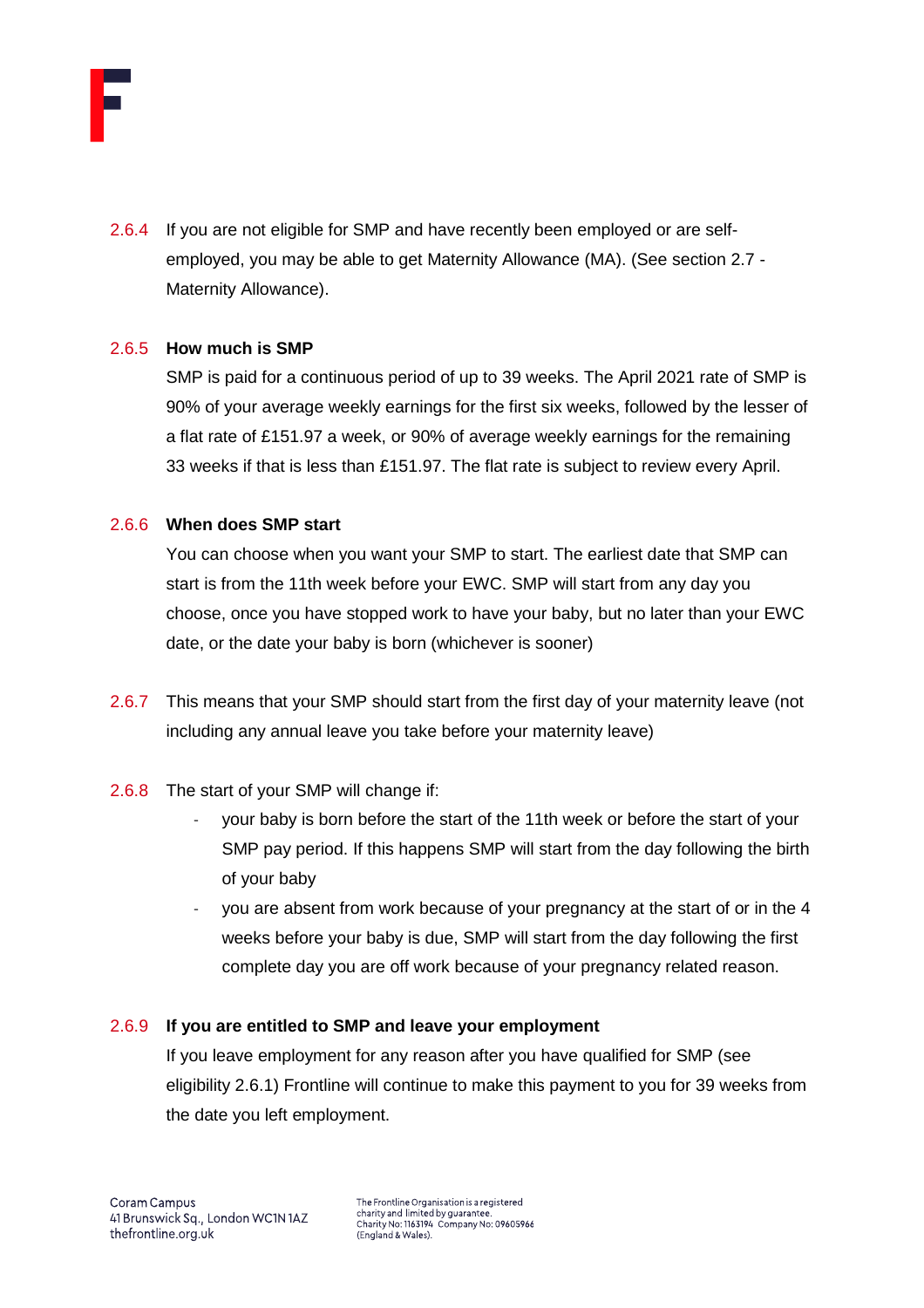2.6.4 If you are not eligible for SMP and have recently been employed or are self-employed, you may be able to get Maternity Allowance (MA). (See section 2.7 - Maternity Allowance).

### 2.6.5 How much is SMP

SMP is paid for a continuous period of up to 39 weeks. The April 2021 rate of SMP is 90% of your average weekly earnings for the first six weeks, followed by the lesser of a flat rate of £151.97 a week, or 90% of average weekly earnings for the remaining 33 weeks if that is less than £151.97. The flat rate is subject to review every April.

### 2.6.6 When does SMP start

You can choose when you want your SMP to start. The earliest date that SMP can start is from the 11th week before your EWC. SMP will start from any day you choose, once you have stopped work to have your baby, but no later than your EWC date, or the date your baby is born (whichever is sooner)

2.6.7 This means that your SMP should start from the first day of your maternity leave (not including any annual leave you take before your maternity leave)

2.6.8 The start of your SMP will change if:

- your baby is born before the start of the 11th week or before the start of your SMP pay period. If this happens SMP will start from the day following the birth of your baby
- you are absent from work because of your pregnancy at the start of or in the 4 weeks before your baby is due, SMP will start from the day following the first complete day you are off work because of your pregnancy related reason.

### 2.6.9 If you are entitled to SMP and leave your employment

If you leave employment for any reason after you have qualified for SMP (see eligibility 2.6.1) Frontline will continue to make this payment to you for 39 weeks from the date you left employment.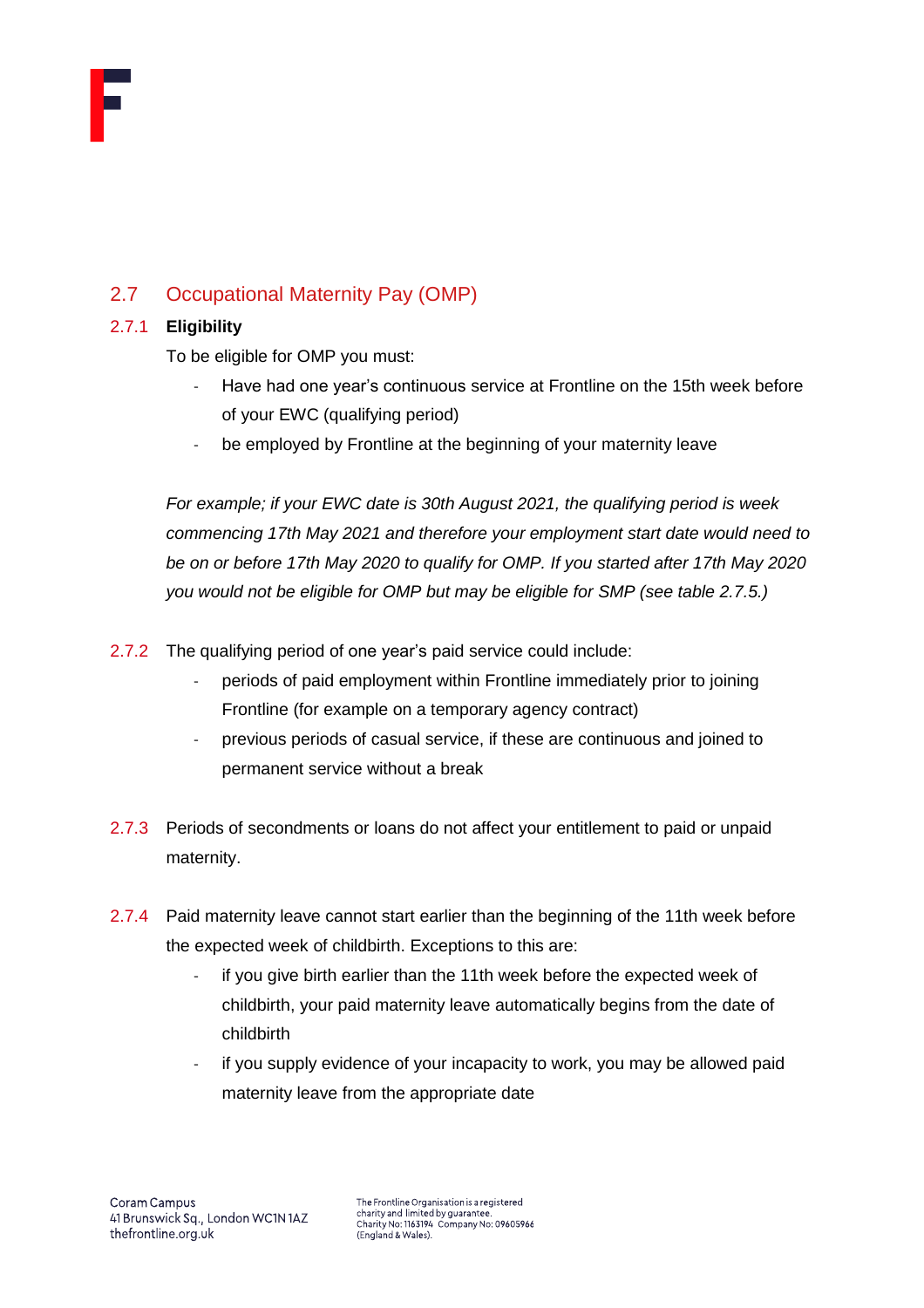## 2.7 Occupational Maternity Pay (OMP)

### 2.7.1 Eligibility

To be eligible for OMP you must:

- Have had one year's continuous service at Frontline on the 15th week before of your EWC (qualifying period)
- be employed by Frontline at the beginning of your maternity leave

*For example; if your EWC date is 30th August 2021, the qualifying period is week commencing 17th May 2021 and therefore your employment start date would need to be on or before 17th May 2020 to qualify for OMP. If you started after 17th May 2020 you would not be eligible for OMP but may be eligible for SMP (see table 2.7.5.)*

2.7.2 The qualifying period of one year's paid service could include:

- periods of paid employment within Frontline immediately prior to joining Frontline (for example on a temporary agency contract)
- previous periods of casual service, if these are continuous and joined to permanent service without a break

2.7.3 Periods of secondments or loans do not affect your entitlement to paid or unpaid maternity.

2.7.4 Paid maternity leave cannot start earlier than the beginning of the 11th week before the expected week of childbirth. Exceptions to this are:

- if you give birth earlier than the 11th week before the expected week of childbirth, your paid maternity leave automatically begins from the date of childbirth
- if you supply evidence of your incapacity to work, you may be allowed paid maternity leave from the appropriate date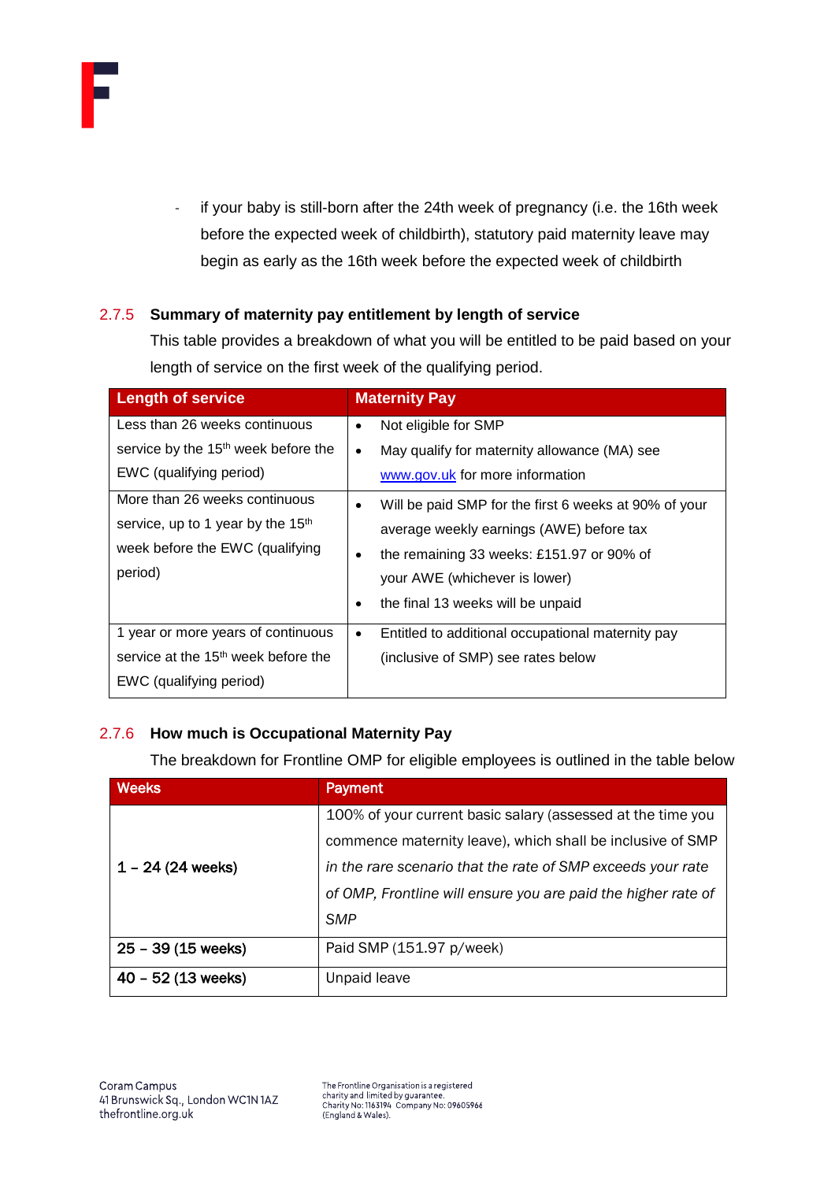- if your baby is still-born after the 24th week of pregnancy (i.e. the 16th week before the expected week of childbirth), statutory paid maternity leave may begin as early as the 16th week before the expected week of childbirth

### 2.7.5 Summary of maternity pay entitlement by length of service

This table provides a breakdown of what you will be entitled to be paid based on your length of service on the first week of the qualifying period.

| Length of service | Maternity Pay |
|---|---|
| Less than 26 weeks continuous service by the 15th week before the EWC (qualifying period) | • Not eligible for SMP<br>• May qualify for maternity allowance (MA) see [www.gov.uk](http://www.gov.uk) for more information |
| More than 26 weeks continuous service, up to 1 year by the 15th week before the EWC (qualifying period) | • Will be paid SMP for the first 6 weeks at 90% of your average weekly earnings (AWE) before tax<br>• the remaining 33 weeks: £151.97 or 90% of your AWE (whichever is lower)<br>• the final 13 weeks will be unpaid |
| 1 year or more years of continuous service at the 15th week before the EWC (qualifying period) | • Entitled to additional occupational maternity pay (inclusive of SMP) see rates below |

### 2.7.6 How much is Occupational Maternity Pay

The breakdown for Frontline OMP for eligible employees is outlined in the table below

| Weeks | Payment |
|---|---|
| 1 – 24 (24 weeks) | 100% of your current basic salary (assessed at the time you commence maternity leave), which shall be inclusive of SMP *in the rare scenario that the rate of SMP exceeds your rate of OMP, Frontline will ensure you are paid the higher rate of SMP* |
| 25 – 39 (15 weeks) | Paid SMP (151.97 p/week) |
| 40 – 52 (13 weeks) | Unpaid leave |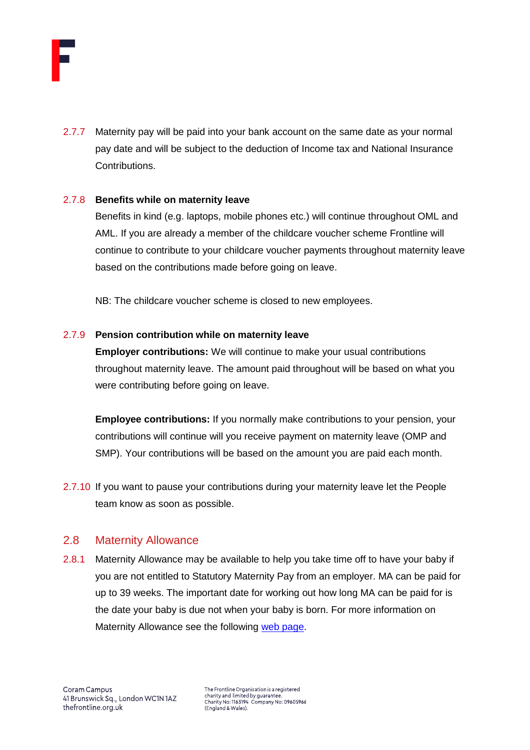2.7.7 Maternity pay will be paid into your bank account on the same date as your normal pay date and will be subject to the deduction of Income tax and National Insurance Contributions.

2.7.8 **Benefits while on maternity leave**

Benefits in kind (e.g. laptops, mobile phones etc.) will continue throughout OML and AML. If you are already a member of the childcare voucher scheme Frontline will continue to contribute to your childcare voucher payments throughout maternity leave based on the contributions made before going on leave.

NB: The childcare voucher scheme is closed to new employees.

2.7.9 **Pension contribution while on maternity leave**

**Employer contributions:** We will continue to make your usual contributions throughout maternity leave. The amount paid throughout will be based on what you were contributing before going on leave.

**Employee contributions:** If you normally make contributions to your pension, your contributions will continue will you receive payment on maternity leave (OMP and SMP). Your contributions will be based on the amount you are paid each month.

2.7.10 If you want to pause your contributions during your maternity leave let the People team know as soon as possible.

## 2.8 Maternity Allowance

2.8.1 Maternity Allowance may be available to help you take time off to have your baby if you are not entitled to Statutory Maternity Pay from an employer. MA can be paid for up to 39 weeks. The important date for working out how long MA can be paid for is the date your baby is due not when your baby is born. For more information on Maternity Allowance see the following web page.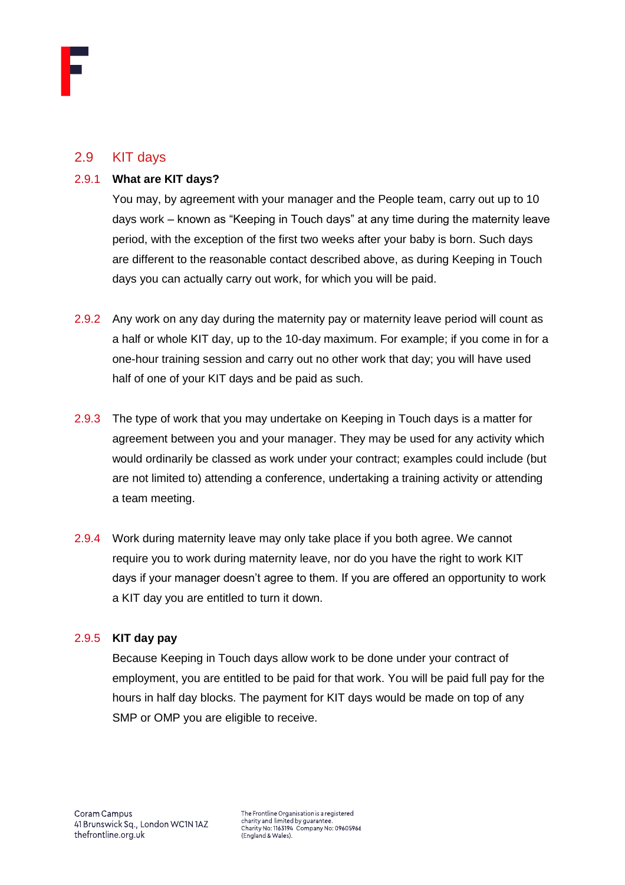## 2.9 KIT days

**2.9.1 What are KIT days?**

You may, by agreement with your manager and the People team, carry out up to 10 days work – known as "Keeping in Touch days" at any time during the maternity leave period, with the exception of the first two weeks after your baby is born. Such days are different to the reasonable contact described above, as during Keeping in Touch days you can actually carry out work, for which you will be paid.

2.9.2 Any work on any day during the maternity pay or maternity leave period will count as a half or whole KIT day, up to the 10-day maximum. For example; if you come in for a one-hour training session and carry out no other work that day; you will have used half of one of your KIT days and be paid as such.

2.9.3 The type of work that you may undertake on Keeping in Touch days is a matter for agreement between you and your manager. They may be used for any activity which would ordinarily be classed as work under your contract; examples could include (but are not limited to) attending a conference, undertaking a training activity or attending a team meeting.

2.9.4 Work during maternity leave may only take place if you both agree. We cannot require you to work during maternity leave, nor do you have the right to work KIT days if your manager doesn't agree to them. If you are offered an opportunity to work a KIT day you are entitled to turn it down.

**2.9.5 KIT day pay**

Because Keeping in Touch days allow work to be done under your contract of employment, you are entitled to be paid for that work. You will be paid full pay for the hours in half day blocks. The payment for KIT days would be made on top of any SMP or OMP you are eligible to receive.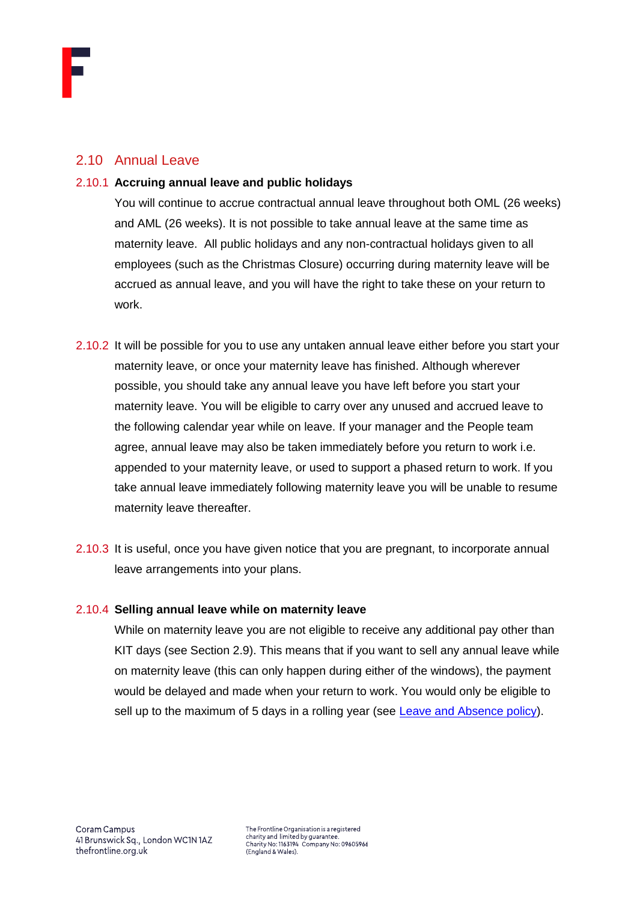## 2.10 Annual Leave

### 2.10.1 Accruing annual leave and public holidays

You will continue to accrue contractual annual leave throughout both OML (26 weeks) and AML (26 weeks). It is not possible to take annual leave at the same time as maternity leave. All public holidays and any non-contractual holidays given to all employees (such as the Christmas Closure) occurring during maternity leave will be accrued as annual leave, and you will have the right to take these on your return to work.

2.10.2 It will be possible for you to use any untaken annual leave either before you start your maternity leave, or once your maternity leave has finished. Although wherever possible, you should take any annual leave you have left before you start your maternity leave. You will be eligible to carry over any unused and accrued leave to the following calendar year while on leave. If your manager and the People team agree, annual leave may also be taken immediately before you return to work i.e. appended to your maternity leave, or used to support a phased return to work. If you take annual leave immediately following maternity leave you will be unable to resume maternity leave thereafter.

2.10.3 It is useful, once you have given notice that you are pregnant, to incorporate annual leave arrangements into your plans.

### 2.10.4 Selling annual leave while on maternity leave

While on maternity leave you are not eligible to receive any additional pay other than KIT days (see Section 2.9). This means that if you want to sell any annual leave while on maternity leave (this can only happen during either of the windows), the payment would be delayed and made when your return to work. You would only be eligible to sell up to the maximum of 5 days in a rolling year (see Leave and Absence policy).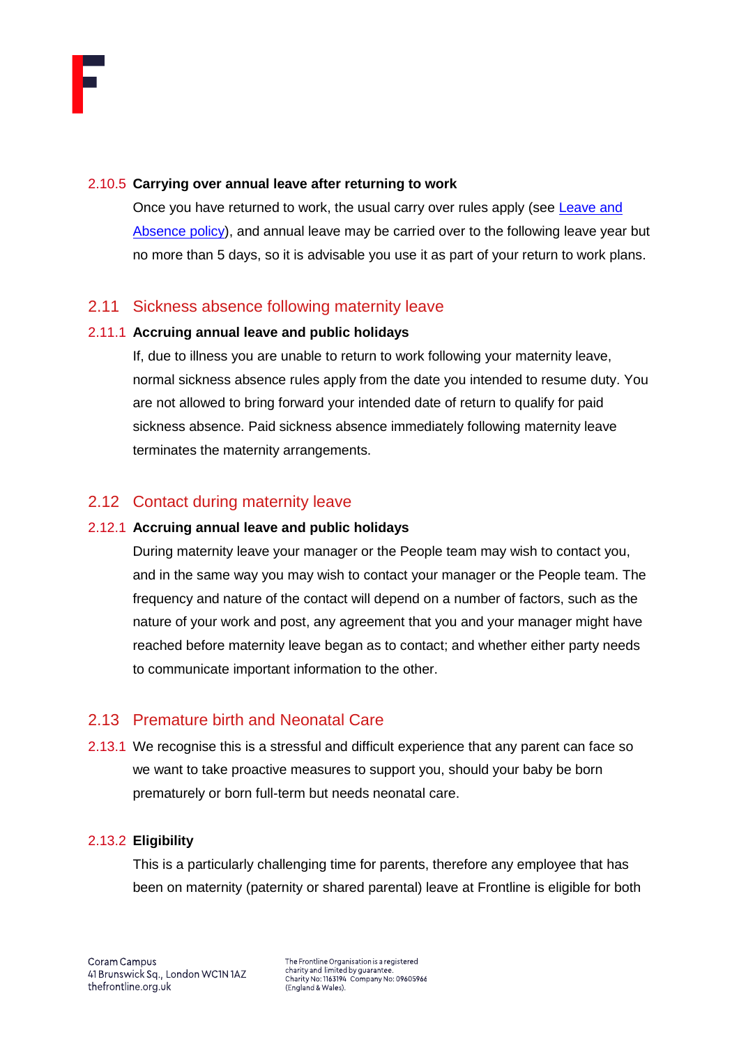#### 2.10.5 Carrying over annual leave after returning to work

Once you have returned to work, the usual carry over rules apply (see [Leave and Absence policy]), and annual leave may be carried over to the following leave year but no more than 5 days, so it is advisable you use it as part of your return to work plans.

## 2.11 Sickness absence following maternity leave

#### 2.11.1 Accruing annual leave and public holidays

If, due to illness you are unable to return to work following your maternity leave, normal sickness absence rules apply from the date you intended to resume duty. You are not allowed to bring forward your intended date of return to qualify for paid sickness absence. Paid sickness absence immediately following maternity leave terminates the maternity arrangements.

## 2.12 Contact during maternity leave

#### 2.12.1 Accruing annual leave and public holidays

During maternity leave your manager or the People team may wish to contact you, and in the same way you may wish to contact your manager or the People team. The frequency and nature of the contact will depend on a number of factors, such as the nature of your work and post, any agreement that you and your manager might have reached before maternity leave began as to contact; and whether either party needs to communicate important information to the other.

## 2.13 Premature birth and Neonatal Care

2.13.1 We recognise this is a stressful and difficult experience that any parent can face so we want to take proactive measures to support you, should your baby be born prematurely or born full-term but needs neonatal care.

#### 2.13.2 Eligibility

This is a particularly challenging time for parents, therefore any employee that has been on maternity (paternity or shared parental) leave at Frontline is eligible for both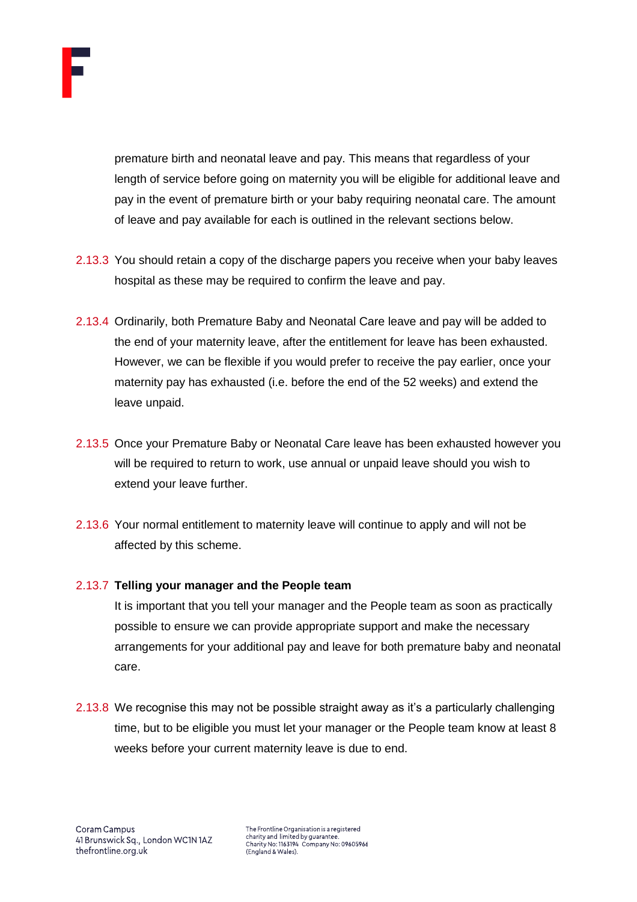premature birth and neonatal leave and pay. This means that regardless of your length of service before going on maternity you will be eligible for additional leave and pay in the event of premature birth or your baby requiring neonatal care. The amount of leave and pay available for each is outlined in the relevant sections below.

2.13.3 You should retain a copy of the discharge papers you receive when your baby leaves hospital as these may be required to confirm the leave and pay.

2.13.4 Ordinarily, both Premature Baby and Neonatal Care leave and pay will be added to the end of your maternity leave, after the entitlement for leave has been exhausted. However, we can be flexible if you would prefer to receive the pay earlier, once your maternity pay has exhausted (i.e. before the end of the 52 weeks) and extend the leave unpaid.

2.13.5 Once your Premature Baby or Neonatal Care leave has been exhausted however you will be required to return to work, use annual or unpaid leave should you wish to extend your leave further.

2.13.6 Your normal entitlement to maternity leave will continue to apply and will not be affected by this scheme.

2.13.7 **Telling your manager and the People team**

It is important that you tell your manager and the People team as soon as practically possible to ensure we can provide appropriate support and make the necessary arrangements for your additional pay and leave for both premature baby and neonatal care.

2.13.8 We recognise this may not be possible straight away as it's a particularly challenging time, but to be eligible you must let your manager or the People team know at least 8 weeks before your current maternity leave is due to end.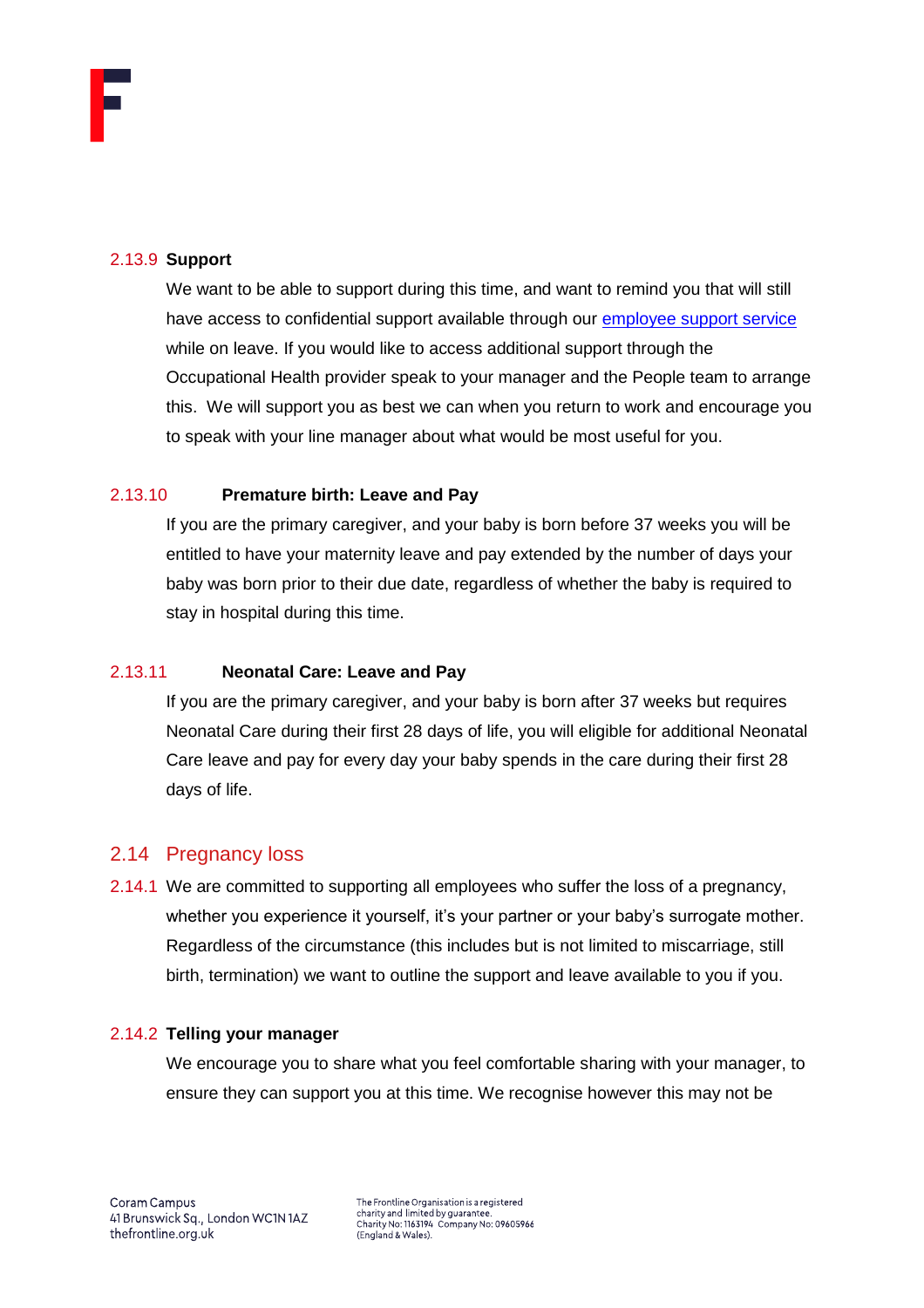### 2.13.9 Support

We want to be able to support during this time, and want to remind you that will still have access to confidential support available through our [employee support service]() while on leave. If you would like to access additional support through the Occupational Health provider speak to your manager and the People team to arrange this. We will support you as best we can when you return to work and encourage you to speak with your line manager about what would be most useful for you.

### 2.13.10 Premature birth: Leave and Pay

If you are the primary caregiver, and your baby is born before 37 weeks you will be entitled to have your maternity leave and pay extended by the number of days your baby was born prior to their due date, regardless of whether the baby is required to stay in hospital during this time.

### 2.13.11 Neonatal Care: Leave and Pay

If you are the primary caregiver, and your baby is born after 37 weeks but requires Neonatal Care during their first 28 days of life, you will eligible for additional Neonatal Care leave and pay for every day your baby spends in the care during their first 28 days of life.

## 2.14 Pregnancy loss

2.14.1 We are committed to supporting all employees who suffer the loss of a pregnancy, whether you experience it yourself, it's your partner or your baby's surrogate mother. Regardless of the circumstance (this includes but is not limited to miscarriage, still birth, termination) we want to outline the support and leave available to you if you.

### 2.14.2 Telling your manager

We encourage you to share what you feel comfortable sharing with your manager, to ensure they can support you at this time. We recognise however this may not be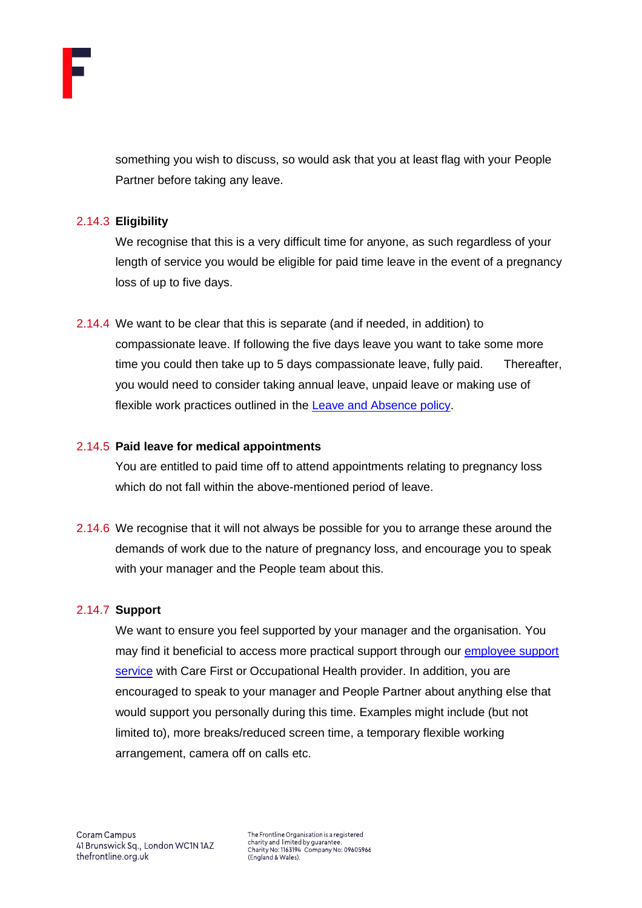something you wish to discuss, so would ask that you at least flag with your People Partner before taking any leave.

2.14.3 **Eligibility**

We recognise that this is a very difficult time for anyone, as such regardless of your length of service you would be eligible for paid time leave in the event of a pregnancy loss of up to five days.

2.14.4 We want to be clear that this is separate (and if needed, in addition) to compassionate leave. If following the five days leave you want to take some more time you could then take up to 5 days compassionate leave, fully paid. Thereafter, you would need to consider taking annual leave, unpaid leave or making use of flexible work practices outlined in the [Leave and Absence policy](#).

2.14.5 **Paid leave for medical appointments**

You are entitled to paid time off to attend appointments relating to pregnancy loss which do not fall within the above-mentioned period of leave.

2.14.6 We recognise that it will not always be possible for you to arrange these around the demands of work due to the nature of pregnancy loss, and encourage you to speak with your manager and the People team about this.

2.14.7 **Support**

We want to ensure you feel supported by your manager and the organisation. You may find it beneficial to access more practical support through our [employee support service](#) with Care First or Occupational Health provider. In addition, you are encouraged to speak to your manager and People Partner about anything else that would support you personally during this time. Examples might include (but not limited to), more breaks/reduced screen time, a temporary flexible working arrangement, camera off on calls etc.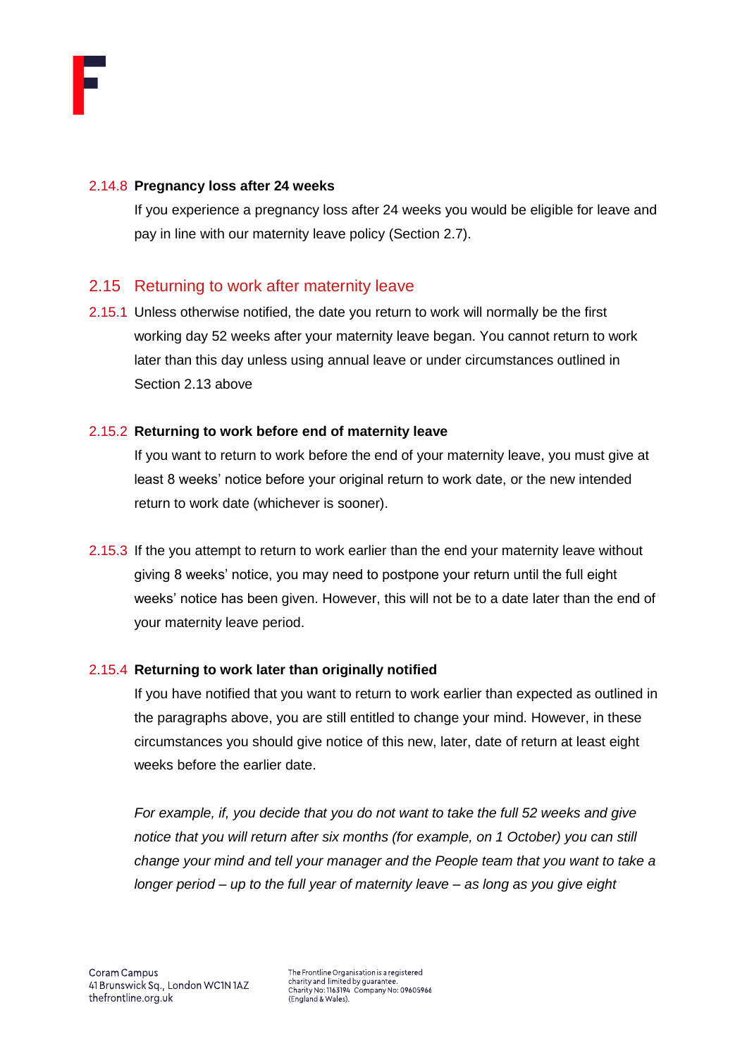#### 2.14.8 **Pregnancy loss after 24 weeks**

If you experience a pregnancy loss after 24 weeks you would be eligible for leave and pay in line with our maternity leave policy (Section 2.7).

## 2.15 Returning to work after maternity leave

2.15.1 Unless otherwise notified, the date you return to work will normally be the first working day 52 weeks after your maternity leave began. You cannot return to work later than this day unless using annual leave or under circumstances outlined in Section 2.13 above

#### 2.15.2 **Returning to work before end of maternity leave**

If you want to return to work before the end of your maternity leave, you must give at least 8 weeks' notice before your original return to work date, or the new intended return to work date (whichever is sooner).

2.15.3 If the you attempt to return to work earlier than the end your maternity leave without giving 8 weeks' notice, you may need to postpone your return until the full eight weeks' notice has been given. However, this will not be to a date later than the end of your maternity leave period.

#### 2.15.4 **Returning to work later than originally notified**

If you have notified that you want to return to work earlier than expected as outlined in the paragraphs above, you are still entitled to change your mind. However, in these circumstances you should give notice of this new, later, date of return at least eight weeks before the earlier date.

*For example, if, you decide that you do not want to take the full 52 weeks and give notice that you will return after six months (for example, on 1 October) you can still change your mind and tell your manager and the People team that you want to take a longer period – up to the full year of maternity leave – as long as you give eight*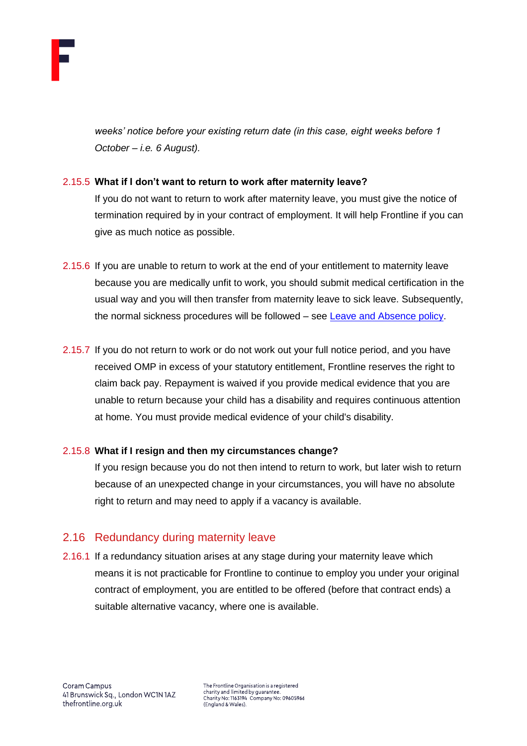*weeks' notice before your existing return date (in this case, eight weeks before 1 October – i.e. 6 August).*

2.15.5 **What if I don't want to return to work after maternity leave?**

If you do not want to return to work after maternity leave, you must give the notice of termination required by in your contract of employment. It will help Frontline if you can give as much notice as possible.

2.15.6 If you are unable to return to work at the end of your entitlement to maternity leave because you are medically unfit to work, you should submit medical certification in the usual way and you will then transfer from maternity leave to sick leave. Subsequently, the normal sickness procedures will be followed – see Leave and Absence policy.

2.15.7 If you do not return to work or do not work out your full notice period, and you have received OMP in excess of your statutory entitlement, Frontline reserves the right to claim back pay. Repayment is waived if you provide medical evidence that you are unable to return because your child has a disability and requires continuous attention at home. You must provide medical evidence of your child's disability.

2.15.8 **What if I resign and then my circumstances change?**

If you resign because you do not then intend to return to work, but later wish to return because of an unexpected change in your circumstances, you will have no absolute right to return and may need to apply if a vacancy is available.

## 2.16 Redundancy during maternity leave

2.16.1 If a redundancy situation arises at any stage during your maternity leave which means it is not practicable for Frontline to continue to employ you under your original contract of employment, you are entitled to be offered (before that contract ends) a suitable alternative vacancy, where one is available.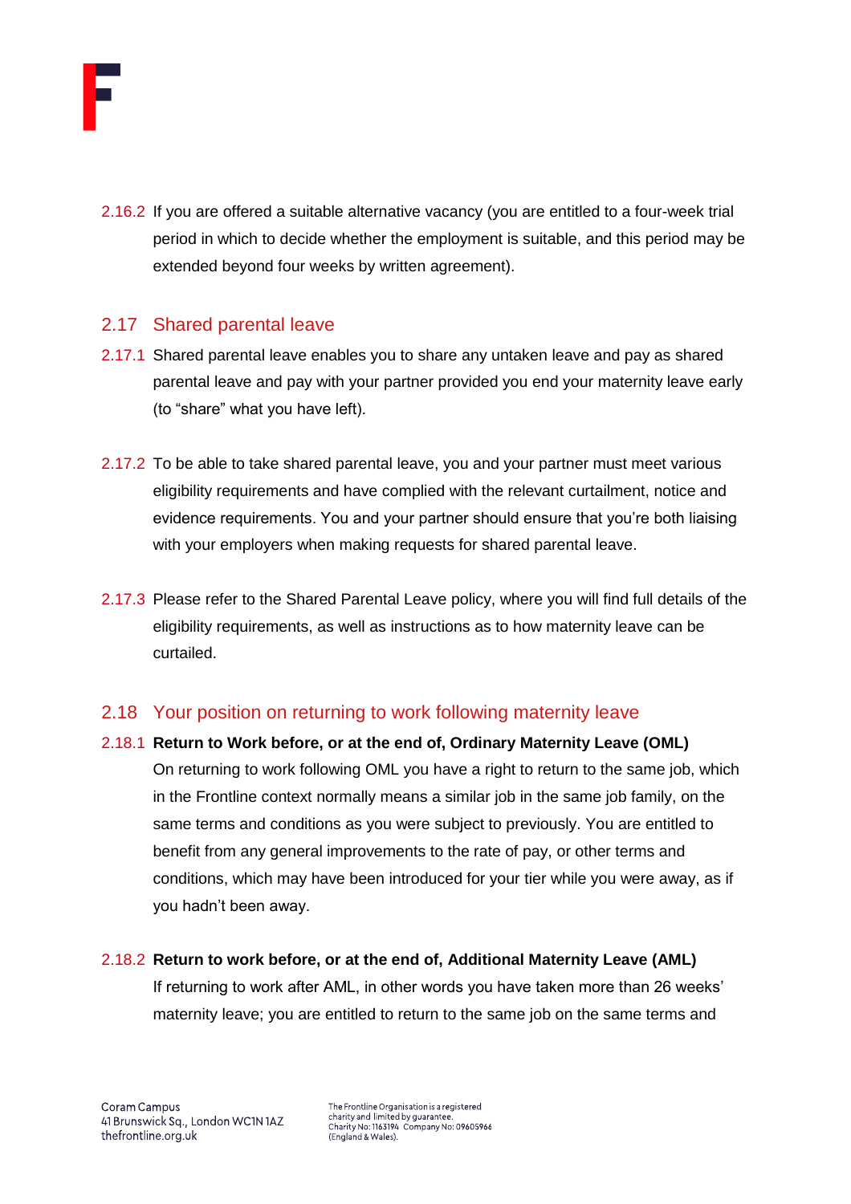2.16.2 If you are offered a suitable alternative vacancy (you are entitled to a four-week trial period in which to decide whether the employment is suitable, and this period may be extended beyond four weeks by written agreement).

## 2.17 Shared parental leave

2.17.1 Shared parental leave enables you to share any untaken leave and pay as shared parental leave and pay with your partner provided you end your maternity leave early (to "share" what you have left).

2.17.2 To be able to take shared parental leave, you and your partner must meet various eligibility requirements and have complied with the relevant curtailment, notice and evidence requirements. You and your partner should ensure that you're both liaising with your employers when making requests for shared parental leave.

2.17.3 Please refer to the Shared Parental Leave policy, where you will find full details of the eligibility requirements, as well as instructions as to how maternity leave can be curtailed.

## 2.18 Your position on returning to work following maternity leave

2.18.1 **Return to Work before, or at the end of, Ordinary Maternity Leave (OML)**
On returning to work following OML you have a right to return to the same job, which in the Frontline context normally means a similar job in the same job family, on the same terms and conditions as you were subject to previously. You are entitled to benefit from any general improvements to the rate of pay, or other terms and conditions, which may have been introduced for your tier while you were away, as if you hadn't been away.

2.18.2 **Return to work before, or at the end of, Additional Maternity Leave (AML)**
If returning to work after AML, in other words you have taken more than 26 weeks' maternity leave; you are entitled to return to the same job on the same terms and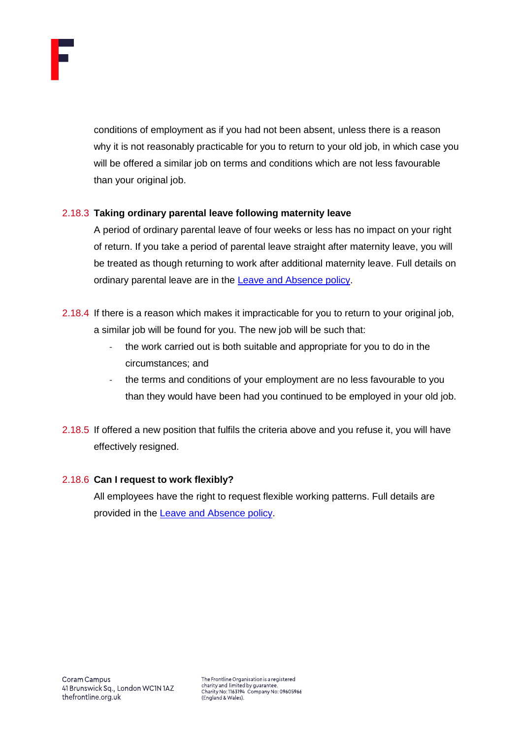conditions of employment as if you had not been absent, unless there is a reason why it is not reasonably practicable for you to return to your old job, in which case you will be offered a similar job on terms and conditions which are not less favourable than your original job.

2.18.3 **Taking ordinary parental leave following maternity leave**

A period of ordinary parental leave of four weeks or less has no impact on your right of return. If you take a period of parental leave straight after maternity leave, you will be treated as though returning to work after additional maternity leave. Full details on ordinary parental leave are in the Leave and Absence policy.

2.18.4 If there is a reason which makes it impracticable for you to return to your original job, a similar job will be found for you. The new job will be such that:

- the work carried out is both suitable and appropriate for you to do in the circumstances; and
- the terms and conditions of your employment are no less favourable to you than they would have been had you continued to be employed in your old job.

2.18.5 If offered a new position that fulfils the criteria above and you refuse it, you will have effectively resigned.

2.18.6 **Can I request to work flexibly?**

All employees have the right to request flexible working patterns. Full details are provided in the Leave and Absence policy.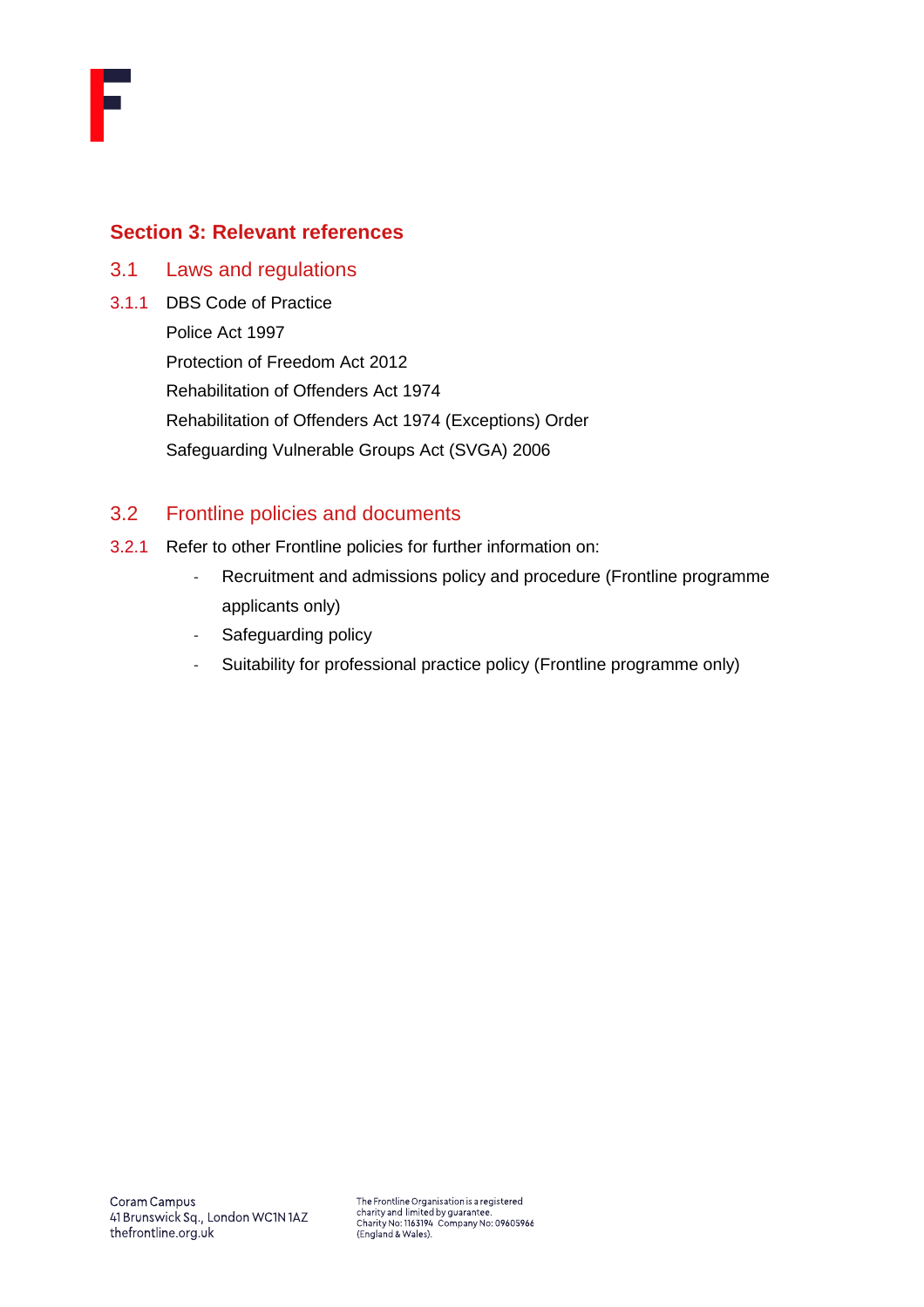## Section 3: Relevant references

### 3.1 Laws and regulations

3.1.1 DBS Code of Practice

Police Act 1997

Protection of Freedom Act 2012

Rehabilitation of Offenders Act 1974

Rehabilitation of Offenders Act 1974 (Exceptions) Order

Safeguarding Vulnerable Groups Act (SVGA) 2006

### 3.2 Frontline policies and documents

3.2.1 Refer to other Frontline policies for further information on:

- Recruitment and admissions policy and procedure (Frontline programme applicants only)
- Safeguarding policy
- Suitability for professional practice policy (Frontline programme only)